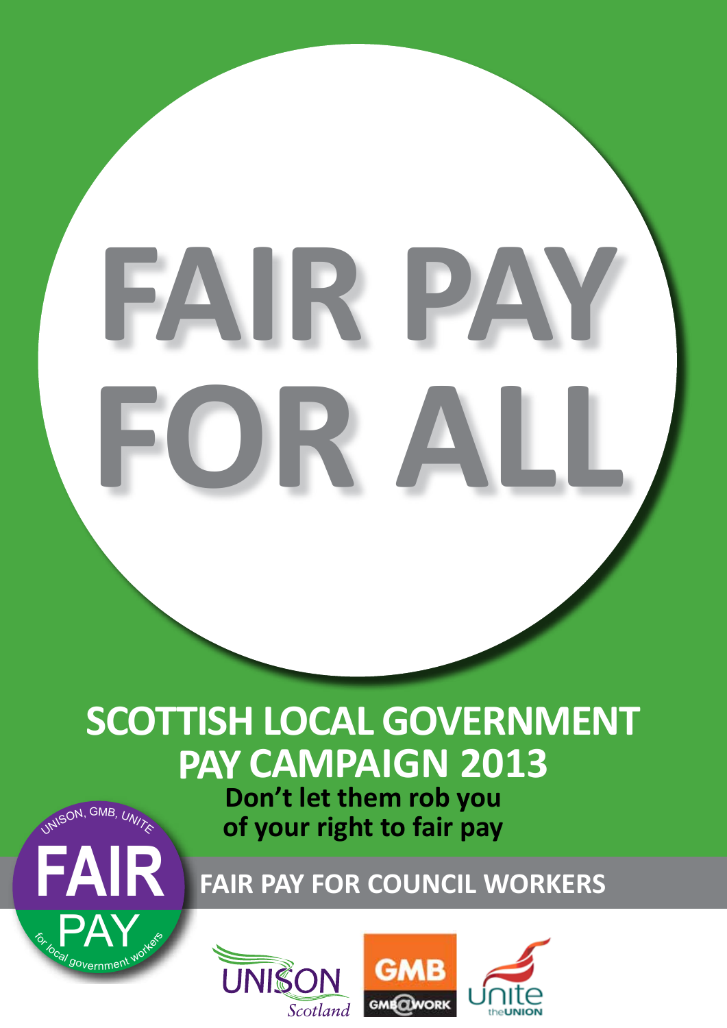# FAIR PAY FOR ALL

## SCOTTISH LOCAL GOVERNMENT PAY CAMPAIGN 2013

**Don't let them rob you of your right to fair pay**

UNISON, GMB, UNITE

FAIR PAY

for local government workers

**FAIR PAY FOR COUNCIL WORKERS**

UNISON Scotland

GMB

GMB@WORK

unite the UNION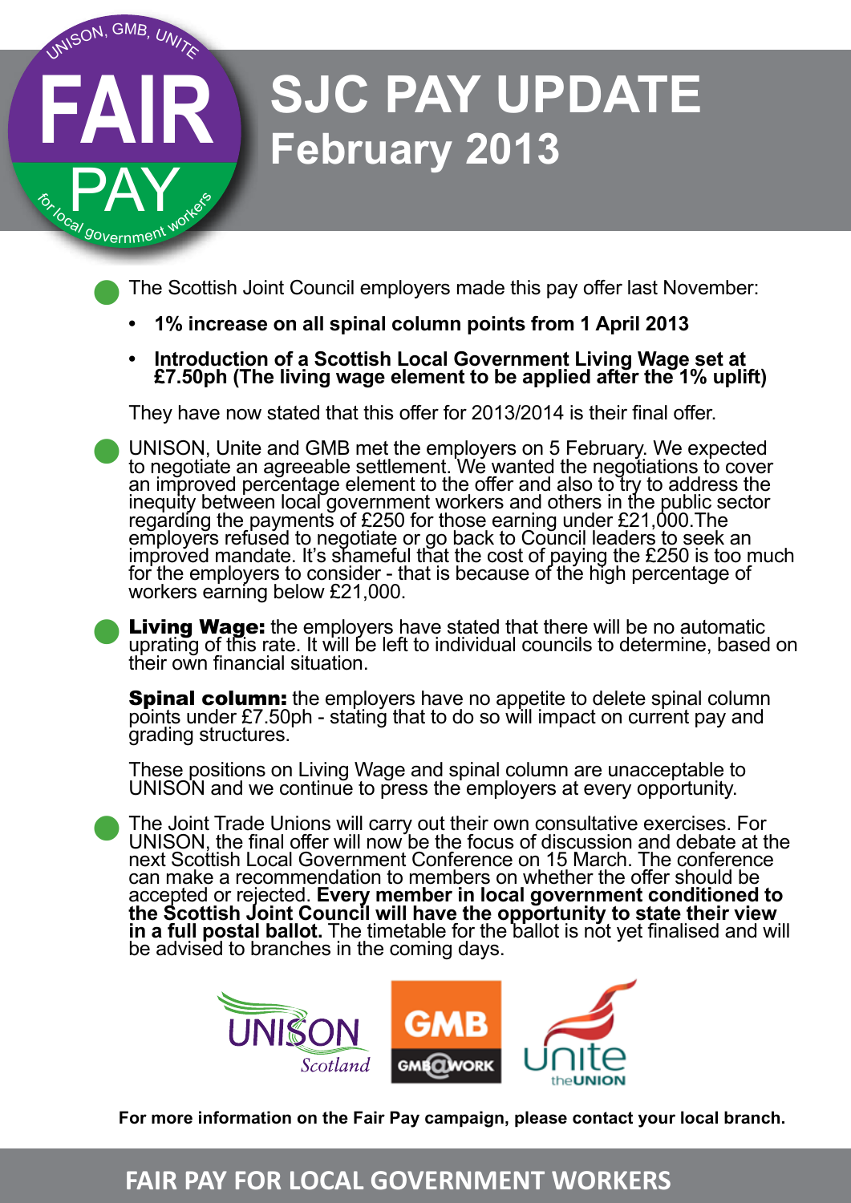FAIR PAY for local government workers — UNISON, GMB, UNITE

# SJC PAY UPDATE
## February 2013

The Scottish Joint Council employers made this pay offer last November:

- **1% increase on all spinal column points from 1 April 2013**
- **Introduction of a Scottish Local Government Living Wage set at £7.50ph (The living wage element to be applied after the 1% uplift)**

They have now stated that this offer for 2013/2014 is their final offer.

UNISON, Unite and GMB met the employers on 5 February. We expected to negotiate an agreeable settlement. We wanted the negotiations to cover an improved percentage element to the offer and also to try to address the inequity between local government workers and others in the public sector regarding the payments of £250 for those earning under £21,000.The employers refused to negotiate or go back to Council leaders to seek an improved mandate. It's shameful that the cost of paying the £250 is too much for the employers to consider - that is because of the high percentage of workers earning below £21,000.

**Living Wage:** the employers have stated that there will be no automatic uprating of this rate. It will be left to individual councils to determine, based on their own financial situation.

**Spinal column:** the employers have no appetite to delete spinal column points under £7.50ph - stating that to do so will impact on current pay and grading structures.

These positions on Living Wage and spinal column are unacceptable to UNISON and we continue to press the employers at every opportunity.

The Joint Trade Unions will carry out their own consultative exercises. For UNISON, the final offer will now be the focus of discussion and debate at the next Scottish Local Government Conference on 15 March. The conference can make a recommendation to members on whether the offer should be accepted or rejected. **Every member in local government conditioned to the Scottish Joint Council will have the opportunity to state their view in a full postal ballot.** The timetable for the ballot is not yet finalised and will be advised to branches in the coming days.

UNISON Scotland | GMB @WORK | Unite the UNION

**For more information on the Fair Pay campaign, please contact your local branch.**

**FAIR PAY FOR LOCAL GOVERNMENT WORKERS**